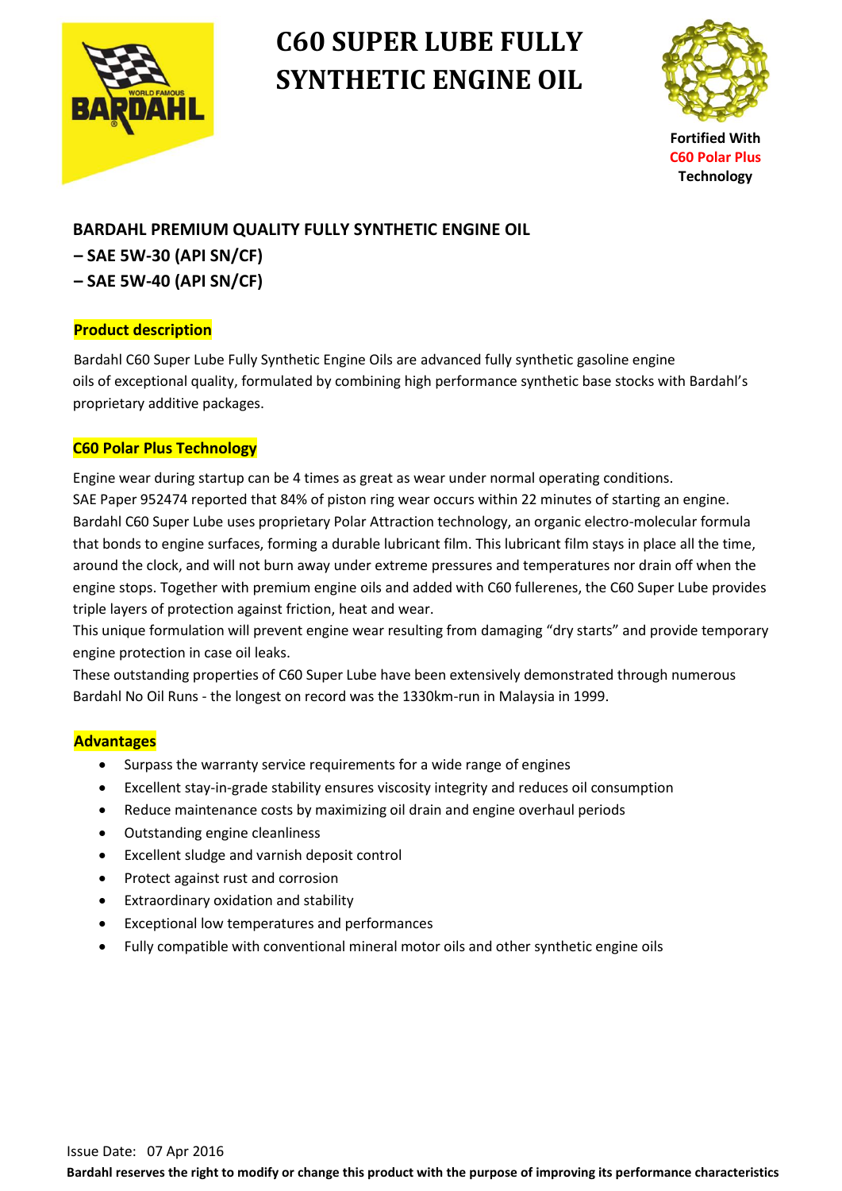# C60 SUPER LUBE FULLY SYNTHETIC ENGINE OIL

Fortified With
C60 Polar Plus
Technology

**BARDAHL PREMIUM QUALITY FULLY SYNTHETIC ENGINE OIL**
**– SAE 5W-30 (API SN/CF)**
**– SAE 5W-40 (API SN/CF)**

## Product description

Bardahl C60 Super Lube Fully Synthetic Engine Oils are advanced fully synthetic gasoline engine oils of exceptional quality, formulated by combining high performance synthetic base stocks with Bardahl's proprietary additive packages.

## C60 Polar Plus Technology

Engine wear during startup can be 4 times as great as wear under normal operating conditions.
SAE Paper 952474 reported that 84% of piston ring wear occurs within 22 minutes of starting an engine.
Bardahl C60 Super Lube uses proprietary Polar Attraction technology, an organic electro-molecular formula that bonds to engine surfaces, forming a durable lubricant film. This lubricant film stays in place all the time, around the clock, and will not burn away under extreme pressures and temperatures nor drain off when the engine stops. Together with premium engine oils and added with C60 fullerenes, the C60 Super Lube provides triple layers of protection against friction, heat and wear.
This unique formulation will prevent engine wear resulting from damaging "dry starts" and provide temporary engine protection in case oil leaks.
These outstanding properties of C60 Super Lube have been extensively demonstrated through numerous Bardahl No Oil Runs - the longest on record was the 1330km-run in Malaysia in 1999.

## Advantages

- Surpass the warranty service requirements for a wide range of engines
- Excellent stay-in-grade stability ensures viscosity integrity and reduces oil consumption
- Reduce maintenance costs by maximizing oil drain and engine overhaul periods
- Outstanding engine cleanliness
- Excellent sludge and varnish deposit control
- Protect against rust and corrosion
- Extraordinary oxidation and stability
- Exceptional low temperatures and performances
- Fully compatible with conventional mineral motor oils and other synthetic engine oils

Issue Date: 07 Apr 2016

**Bardahl reserves the right to modify or change this product with the purpose of improving its performance characteristics**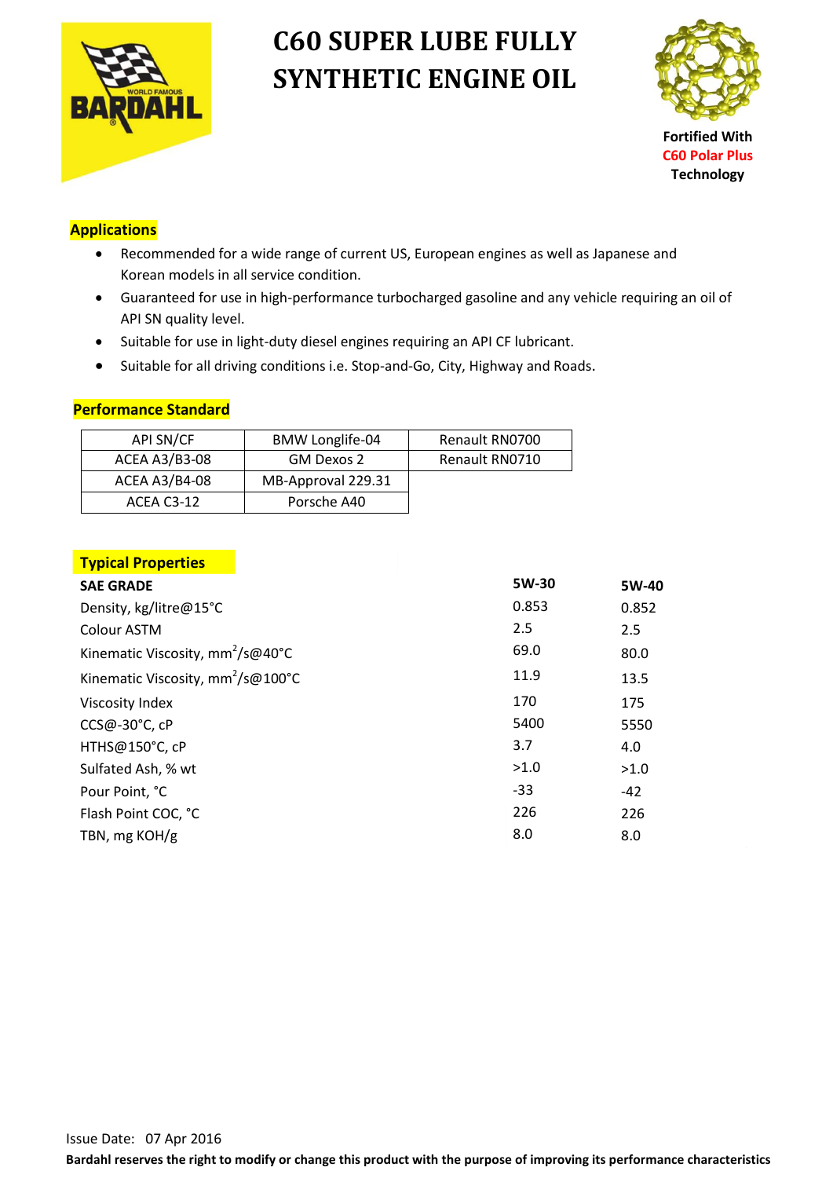# C60 SUPER LUBE FULLY SYNTHETIC ENGINE OIL

**Fortified With C60 Polar Plus Technology**

## Applications

- Recommended for a wide range of current US, European engines as well as Japanese and Korean models in all service condition.
- Guaranteed for use in high-performance turbocharged gasoline and any vehicle requiring an oil of API SN quality level.
- Suitable for use in light-duty diesel engines requiring an API CF lubricant.
- Suitable for all driving conditions i.e. Stop-and-Go, City, Highway and Roads.

## Performance Standard

| | | |
|---|---|---|
| API SN/CF | BMW Longlife-04 | Renault RN0700 |
| ACEA A3/B3-08 | GM Dexos 2 | Renault RN0710 |
| ACEA A3/B4-08 | MB-Approval 229.31 | |
| ACEA C3-12 | Porsche A40 | |

## Typical Properties

| SAE GRADE | 5W-30 | 5W-40 |
|---|---|---|
| Density, kg/litre@15°C | 0.853 | 0.852 |
| Colour ASTM | 2.5 | 2.5 |
| Kinematic Viscosity, $mm^2/s$@40°C | 69.0 | 80.0 |
| Kinematic Viscosity, $mm^2/s$@100°C | 11.9 | 13.5 |
| Viscosity Index | 170 | 175 |
| CCS@-30°C, cP | 5400 | 5550 |
| HTHS@150°C, cP | 3.7 | 4.0 |
| Sulfated Ash, % wt | >1.0 | >1.0 |
| Pour Point, °C | -33 | -42 |
| Flash Point COC, °C | 226 | 226 |
| TBN, mg KOH/g | 8.0 | 8.0 |

Issue Date: 07 Apr 2016

**Bardahl reserves the right to modify or change this product with the purpose of improving its performance characteristics**